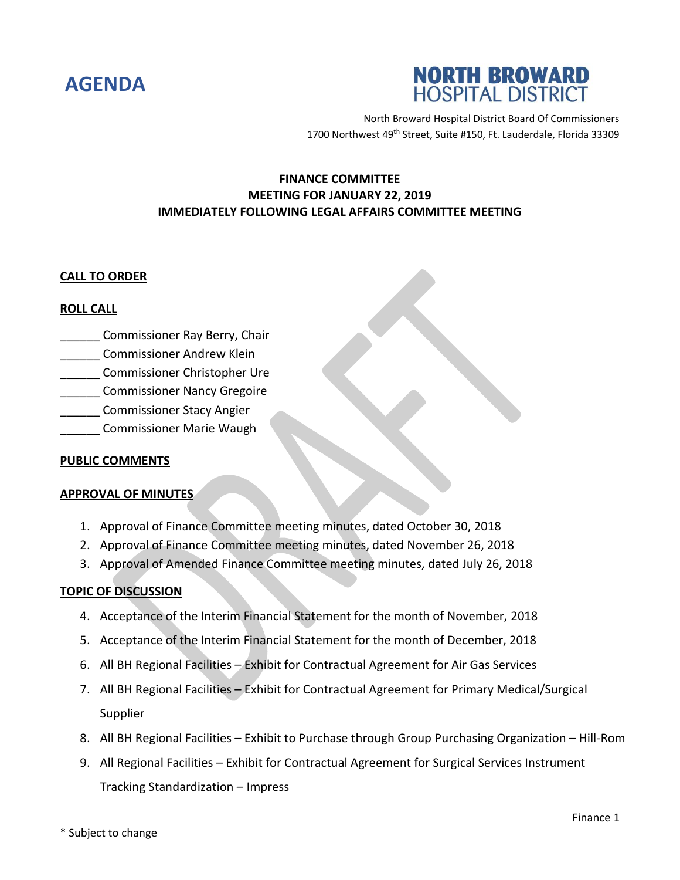# AGENDA

**NORTH BROWARD HOSPITAL DISTRICT**

North Broward Hospital District Board Of Commissioners
1700 Northwest 49th Street, Suite #150, Ft. Lauderdale, Florida 33309

**FINANCE COMMITTEE**
**MEETING FOR JANUARY 22, 2019**
**IMMEDIATELY FOLLOWING LEGAL AFFAIRS COMMITTEE MEETING**

## CALL TO ORDER

## ROLL CALL

______ Commissioner Ray Berry, Chair
______ Commissioner Andrew Klein
______ Commissioner Christopher Ure
______ Commissioner Nancy Gregoire
______ Commissioner Stacy Angier
______ Commissioner Marie Waugh

## PUBLIC COMMENTS

## APPROVAL OF MINUTES

1. Approval of Finance Committee meeting minutes, dated October 30, 2018
2. Approval of Finance Committee meeting minutes, dated November 26, 2018
3. Approval of Amended Finance Committee meeting minutes, dated July 26, 2018

## TOPIC OF DISCUSSION

4. Acceptance of the Interim Financial Statement for the month of November, 2018
5. Acceptance of the Interim Financial Statement for the month of December, 2018
6. All BH Regional Facilities – Exhibit for Contractual Agreement for Air Gas Services
7. All BH Regional Facilities – Exhibit for Contractual Agreement for Primary Medical/Surgical Supplier
8. All BH Regional Facilities – Exhibit to Purchase through Group Purchasing Organization – Hill-Rom
9. All Regional Facilities – Exhibit for Contractual Agreement for Surgical Services Instrument Tracking Standardization – Impress

* Subject to change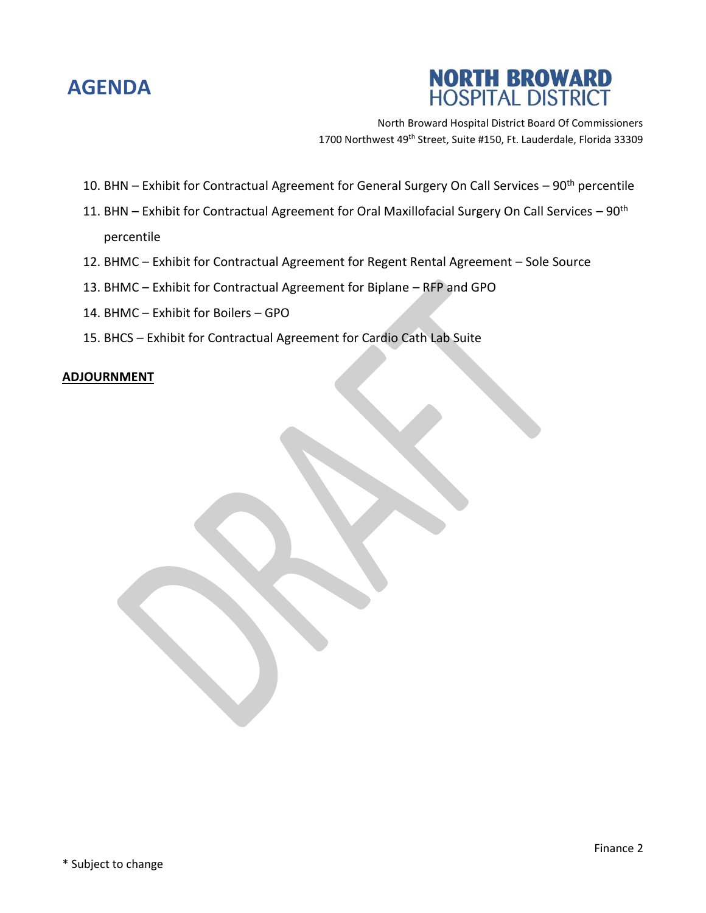# AGENDA

**NORTH BROWARD HOSPITAL DISTRICT**

North Broward Hospital District Board Of Commissioners
1700 Northwest 49th Street, Suite #150, Ft. Lauderdale, Florida 33309

10. BHN – Exhibit for Contractual Agreement for General Surgery On Call Services – 90th percentile
11. BHN – Exhibit for Contractual Agreement for Oral Maxillofacial Surgery On Call Services – 90th percentile
12. BHMC – Exhibit for Contractual Agreement for Regent Rental Agreement – Sole Source
13. BHMC – Exhibit for Contractual Agreement for Biplane – RFP and GPO
14. BHMC – Exhibit for Boilers – GPO
15. BHCS – Exhibit for Contractual Agreement for Cardio Cath Lab Suite

**ADJOURNMENT**

DRAFT

Finance 2

* Subject to change